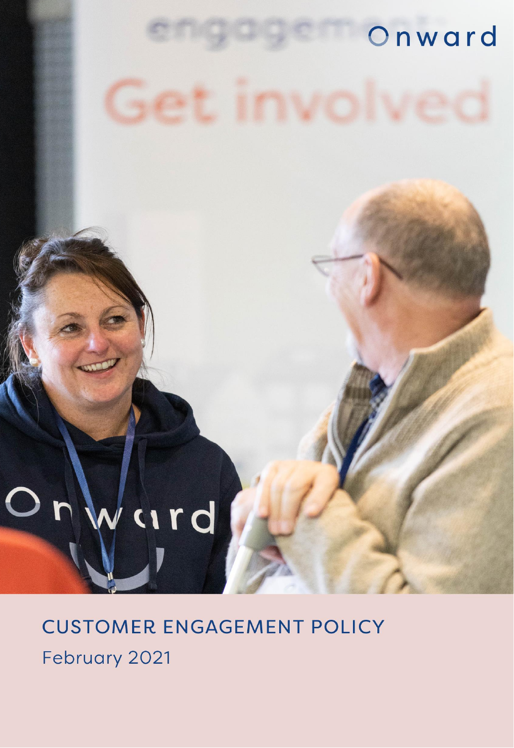Onward

# CUSTOMER ENGAGEMENT POLICY

February 2021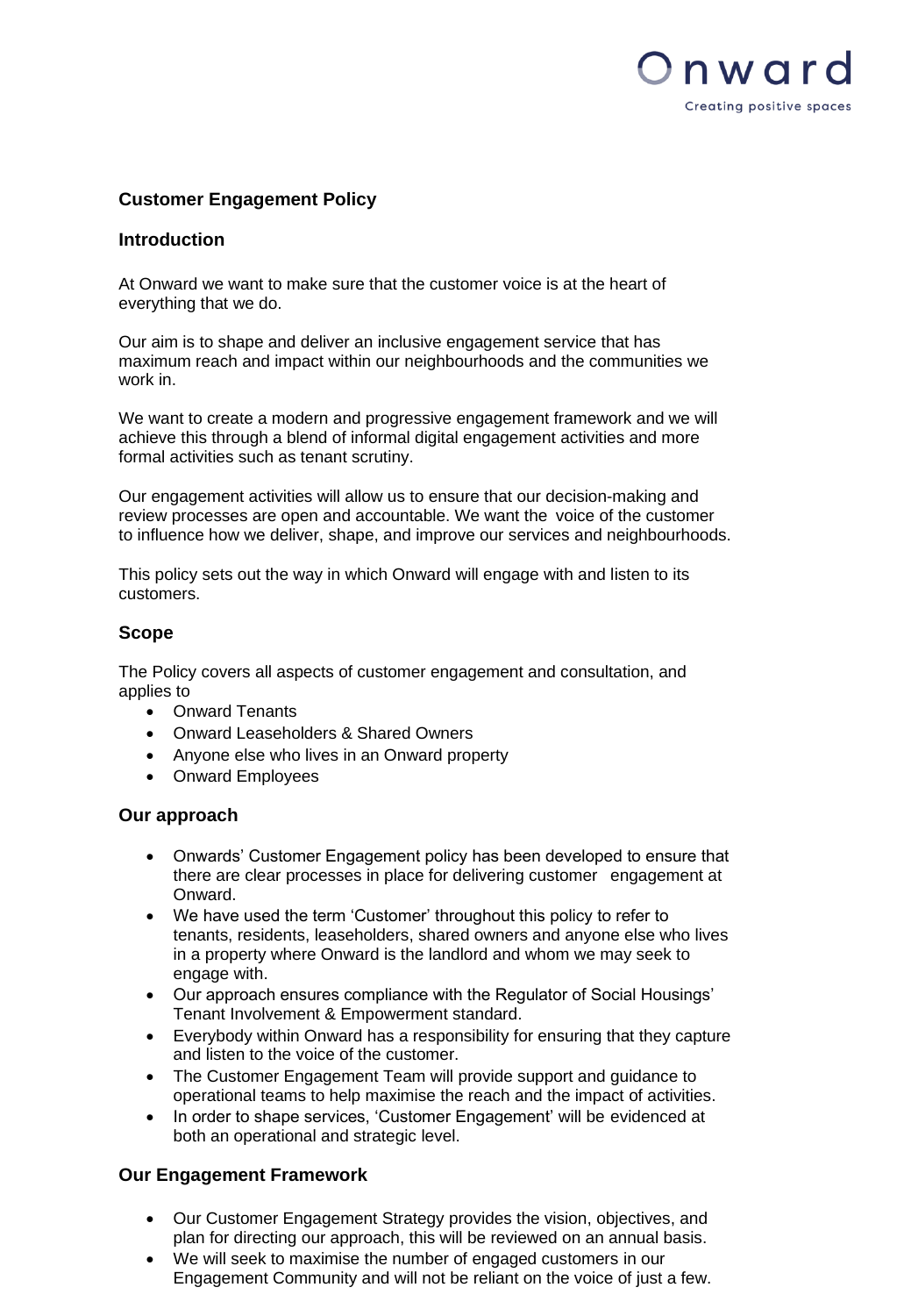# Customer Engagement Policy

## Introduction

At Onward we want to make sure that the customer voice is at the heart of everything that we do.

Our aim is to shape and deliver an inclusive engagement service that has maximum reach and impact within our neighbourhoods and the communities we work in.

We want to create a modern and progressive engagement framework and we will achieve this through a blend of informal digital engagement activities and more formal activities such as tenant scrutiny.

Our engagement activities will allow us to ensure that our decision-making and review processes are open and accountable. We want the voice of the customer to influence how we deliver, shape, and improve our services and neighbourhoods.

This policy sets out the way in which Onward will engage with and listen to its customers.

## Scope

The Policy covers all aspects of customer engagement and consultation, and applies to

- Onward Tenants
- Onward Leaseholders & Shared Owners
- Anyone else who lives in an Onward property
- Onward Employees

## Our approach

- Onwards' Customer Engagement policy has been developed to ensure that there are clear processes in place for delivering customer engagement at Onward.
- We have used the term 'Customer' throughout this policy to refer to tenants, residents, leaseholders, shared owners and anyone else who lives in a property where Onward is the landlord and whom we may seek to engage with.
- Our approach ensures compliance with the Regulator of Social Housings' Tenant Involvement & Empowerment standard.
- Everybody within Onward has a responsibility for ensuring that they capture and listen to the voice of the customer.
- The Customer Engagement Team will provide support and guidance to operational teams to help maximise the reach and the impact of activities.
- In order to shape services, 'Customer Engagement' will be evidenced at both an operational and strategic level.

## Our Engagement Framework

- Our Customer Engagement Strategy provides the vision, objectives, and plan for directing our approach, this will be reviewed on an annual basis.
- We will seek to maximise the number of engaged customers in our Engagement Community and will not be reliant on the voice of just a few.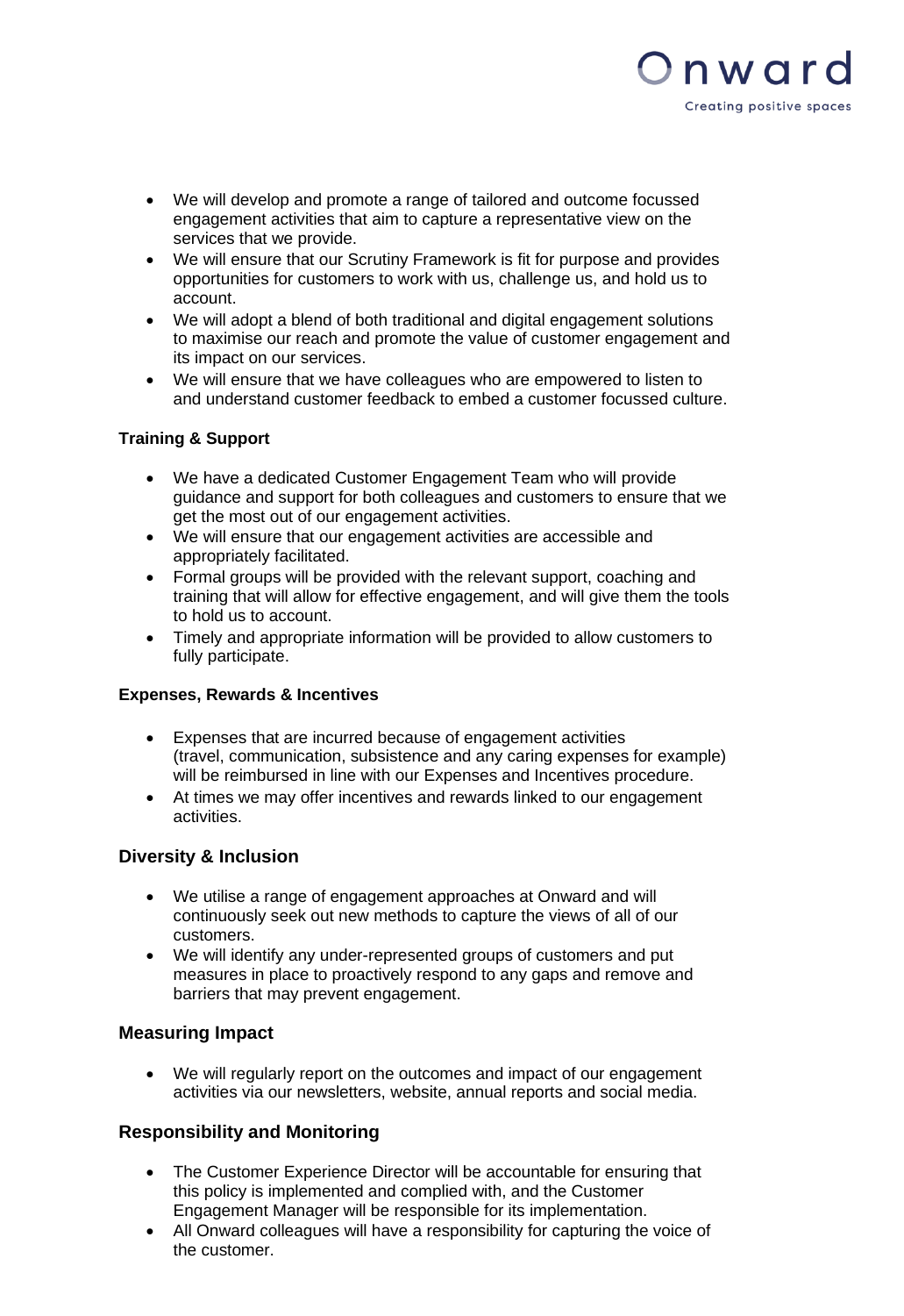- We will develop and promote a range of tailored and outcome focussed engagement activities that aim to capture a representative view on the services that we provide.
- We will ensure that our Scrutiny Framework is fit for purpose and provides opportunities for customers to work with us, challenge us, and hold us to account.
- We will adopt a blend of both traditional and digital engagement solutions to maximise our reach and promote the value of customer engagement and its impact on our services.
- We will ensure that we have colleagues who are empowered to listen to and understand customer feedback to embed a customer focussed culture.

**Training & Support**

- We have a dedicated Customer Engagement Team who will provide guidance and support for both colleagues and customers to ensure that we get the most out of our engagement activities.
- We will ensure that our engagement activities are accessible and appropriately facilitated.
- Formal groups will be provided with the relevant support, coaching and training that will allow for effective engagement, and will give them the tools to hold us to account.
- Timely and appropriate information will be provided to allow customers to fully participate.

**Expenses, Rewards & Incentives**

- Expenses that are incurred because of engagement activities (travel, communication, subsistence and any caring expenses for example) will be reimbursed in line with our Expenses and Incentives procedure.
- At times we may offer incentives and rewards linked to our engagement activities.

## Diversity & Inclusion

- We utilise a range of engagement approaches at Onward and will continuously seek out new methods to capture the views of all of our customers.
- We will identify any under-represented groups of customers and put measures in place to proactively respond to any gaps and remove and barriers that may prevent engagement.

## Measuring Impact

- We will regularly report on the outcomes and impact of our engagement activities via our newsletters, website, annual reports and social media.

## Responsibility and Monitoring

- The Customer Experience Director will be accountable for ensuring that this policy is implemented and complied with, and the Customer Engagement Manager will be responsible for its implementation.
- All Onward colleagues will have a responsibility for capturing the voice of the customer.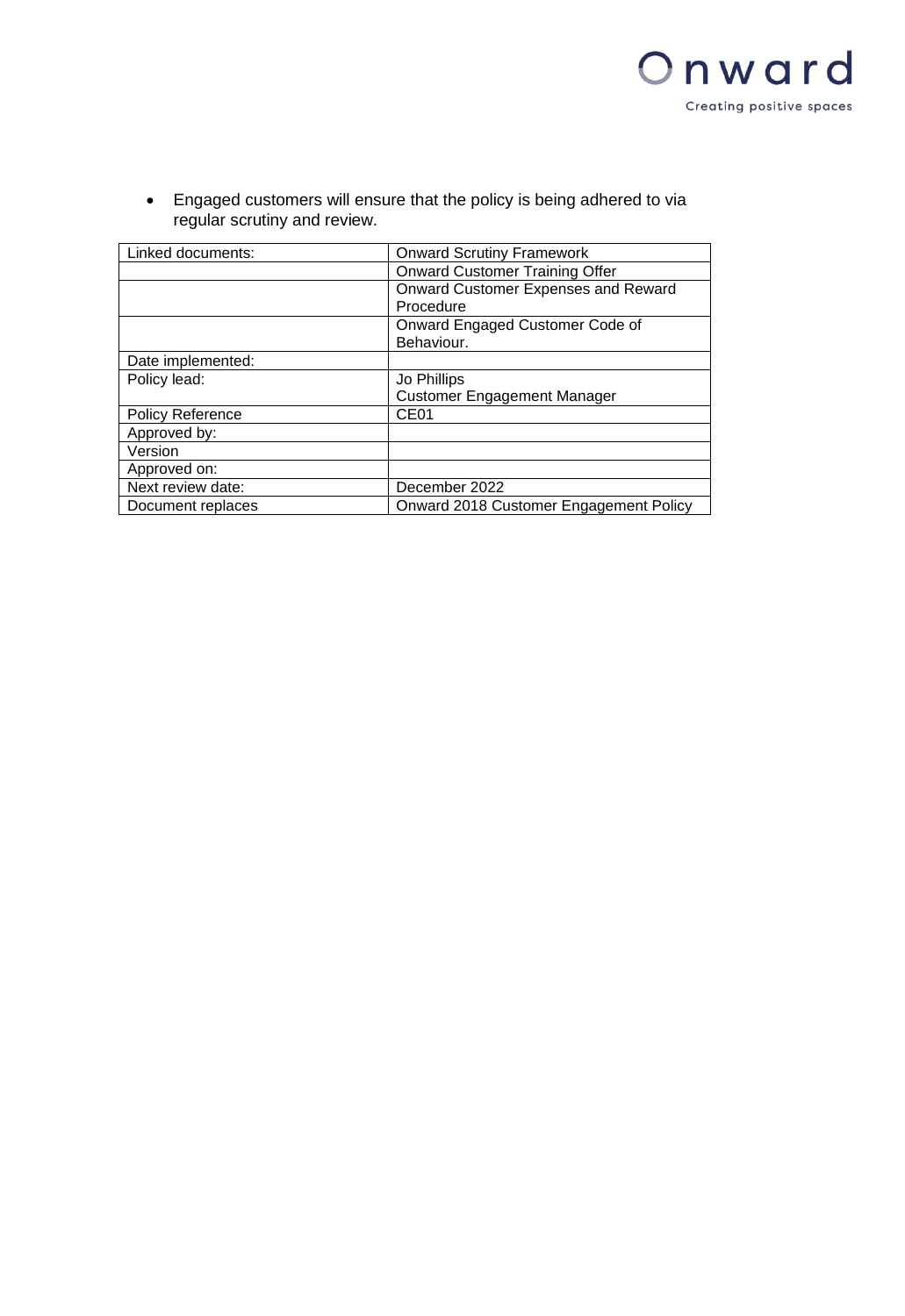- Engaged customers will ensure that the policy is being adhered to via regular scrutiny and review.

| | |
|---|---|
| Linked documents: | Onward Scrutiny Framework |
| | Onward Customer Training Offer |
| | Onward Customer Expenses and Reward Procedure |
| | Onward Engaged Customer Code of Behaviour. |
| Date implemented: | |
| Policy lead: | Jo Phillips<br>Customer Engagement Manager |
| Policy Reference | CE01 |
| Approved by: | |
| Version | |
| Approved on: | |
| Next review date: | December 2022 |
| Document replaces | Onward 2018 Customer Engagement Policy |